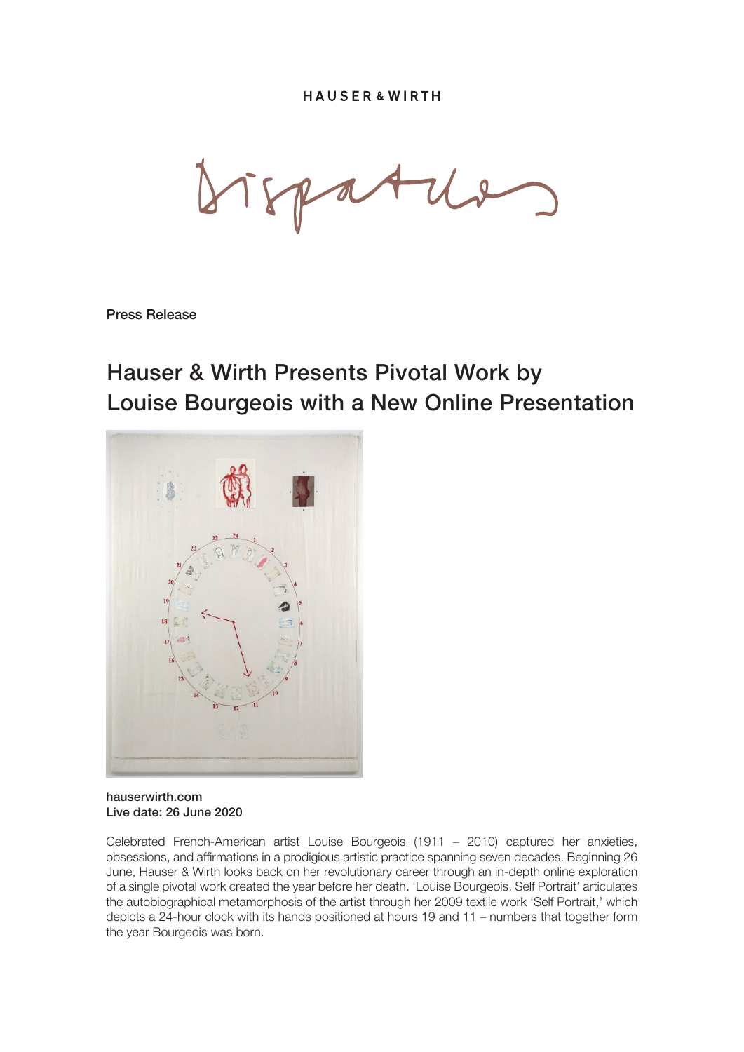HAUSER & WIRTH

Dispatches

**Press Release**

# Hauser & Wirth Presents Pivotal Work by Louise Bourgeois with a New Online Presentation

**hauserwirth.com**
**Live date: 26 June 2020**

Celebrated French-American artist Louise Bourgeois (1911 – 2010) captured her anxieties, obsessions, and affirmations in a prodigious artistic practice spanning seven decades. Beginning 26 June, Hauser & Wirth looks back on her revolutionary career through an in-depth online exploration of a single pivotal work created the year before her death. 'Louise Bourgeois. Self Portrait' articulates the autobiographical metamorphosis of the artist through her 2009 textile work 'Self Portrait,' which depicts a 24-hour clock with its hands positioned at hours 19 and 11 – numbers that together form the year Bourgeois was born.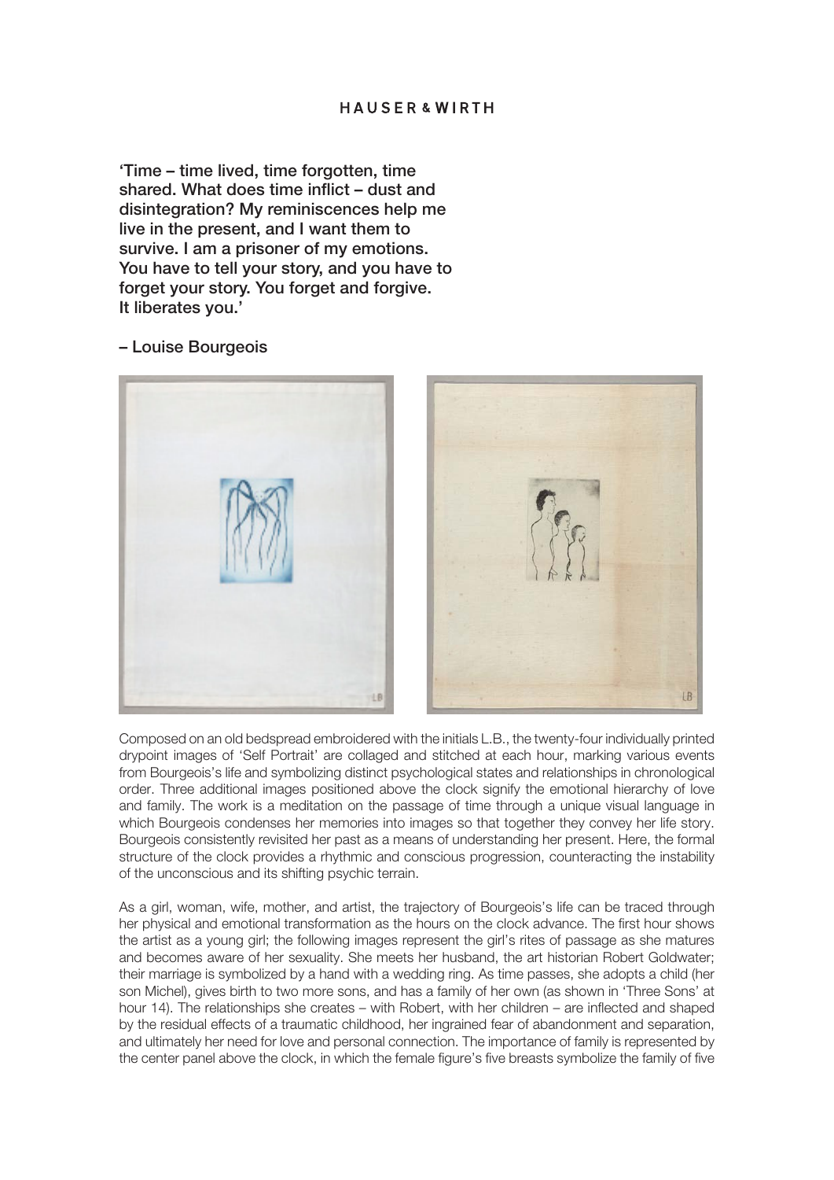'Time – time lived, time forgotten, time shared. What does time inflict – dust and disintegration? My reminiscences help me live in the present, and I want them to survive. I am a prisoner of my emotions. You have to tell your story, and you have to forget your story. You forget and forgive. It liberates you.'

– Louise Bourgeois

Composed on an old bedspread embroidered with the initials L.B., the twenty-four individually printed drypoint images of 'Self Portrait' are collaged and stitched at each hour, marking various events from Bourgeois's life and symbolizing distinct psychological states and relationships in chronological order. Three additional images positioned above the clock signify the emotional hierarchy of love and family. The work is a meditation on the passage of time through a unique visual language in which Bourgeois condenses her memories into images so that together they convey her life story. Bourgeois consistently revisited her past as a means of understanding her present. Here, the formal structure of the clock provides a rhythmic and conscious progression, counteracting the instability of the unconscious and its shifting psychic terrain.

As a girl, woman, wife, mother, and artist, the trajectory of Bourgeois's life can be traced through her physical and emotional transformation as the hours on the clock advance. The first hour shows the artist as a young girl; the following images represent the girl's rites of passage as she matures and becomes aware of her sexuality. She meets her husband, the art historian Robert Goldwater; their marriage is symbolized by a hand with a wedding ring. As time passes, she adopts a child (her son Michel), gives birth to two more sons, and has a family of her own (as shown in 'Three Sons' at hour 14). The relationships she creates – with Robert, with her children – are inflected and shaped by the residual effects of a traumatic childhood, her ingrained fear of abandonment and separation, and ultimately her need for love and personal connection. The importance of family is represented by the center panel above the clock, in which the female figure's five breasts symbolize the family of five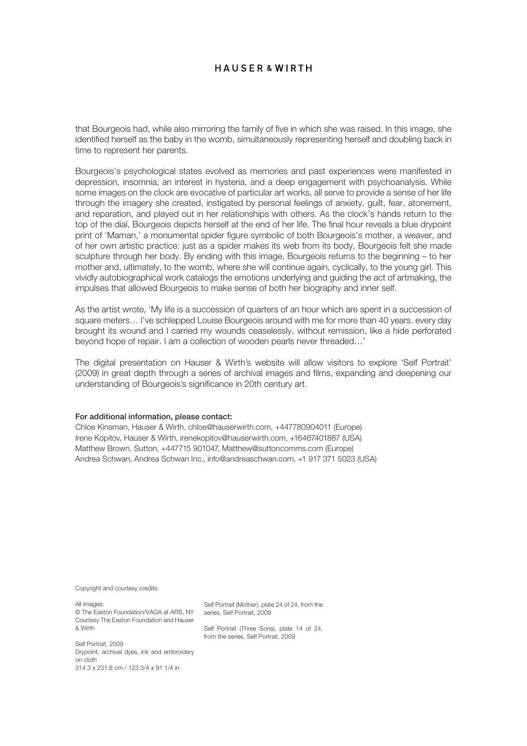that Bourgeois had, while also mirroring the family of five in which she was raised. In this image, she identified herself as the baby in the womb, simultaneously representing herself and doubling back in time to represent her parents.

Bourgeois's psychological states evolved as memories and past experiences were manifested in depression, insomnia, an interest in hysteria, and a deep engagement with psychoanalysis. While some images on the clock are evocative of particular art works, all serve to provide a sense of her life through the imagery she created, instigated by personal feelings of anxiety, guilt, fear, atonement, and reparation, and played out in her relationships with others. As the clock's hands return to the top of the dial, Bourgeois depicts herself at the end of her life. The final hour reveals a blue drypoint print of 'Maman,' a monumental spider figure symbolic of both Bourgeois's mother, a weaver, and of her own artistic practice: just as a spider makes its web from its body, Bourgeois felt she made sculpture through her body. By ending with this image, Bourgeois returns to the beginning – to her mother and, ultimately, to the womb, where she will continue again, cyclically, to the young girl. This vividly autobiographical work catalogs the emotions underlying and guiding the act of artmaking, the impulses that allowed Bourgeois to make sense of both her biography and inner self.

As the artist wrote, 'My life is a succession of quarters of an hour which are spent in a succession of square meters… I've schlepped Louise Bourgeois around with me for more than 40 years. every day brought its wound and I carried my wounds ceaselessly, without remission, like a hide perforated beyond hope of repair. I am a collection of wooden pearls never threaded…'

The digital presentation on Hauser & Wirth's website will allow visitors to explore 'Self Portrait' (2009) in great depth through a series of archival images and films, expanding and deepening our understanding of Bourgeois's significance in 20th century art.

**For additional information, please contact:**
Chloe Kinsman, Hauser & Wirth, chloe@hauserwirth.com, +447780904011 (Europe)
Irene Kopitov, Hauser & Wirth, irenekopitov@hauserwirth.com, +16467401887 (USA)
Matthew Brown, Sutton, +447715 901047, Matthew@suttoncomms.com (Europe)
Andrea Schwan, Andrea Schwan Inc., info@andreaschwan.com, +1 917 371 5023 (USA)

Copyright and courtesy credits:

All images:
© The Easton Foundation/VAGA at ARS, NY
Courtesy The Easton Foundation and Hauser & Wirth

Self Portrait, 2009
Drypoint, archival dyes, ink and embroidery on cloth
314.3 x 231.8 cm / 123 3/4 x 91 1/4 in

Self Portrait (Mother), plate 24 of 24, from the series, Self Portrait, 2009

Self Portrait (Three Sons), plate 14 of 24, from the series, Self Portrait, 2009